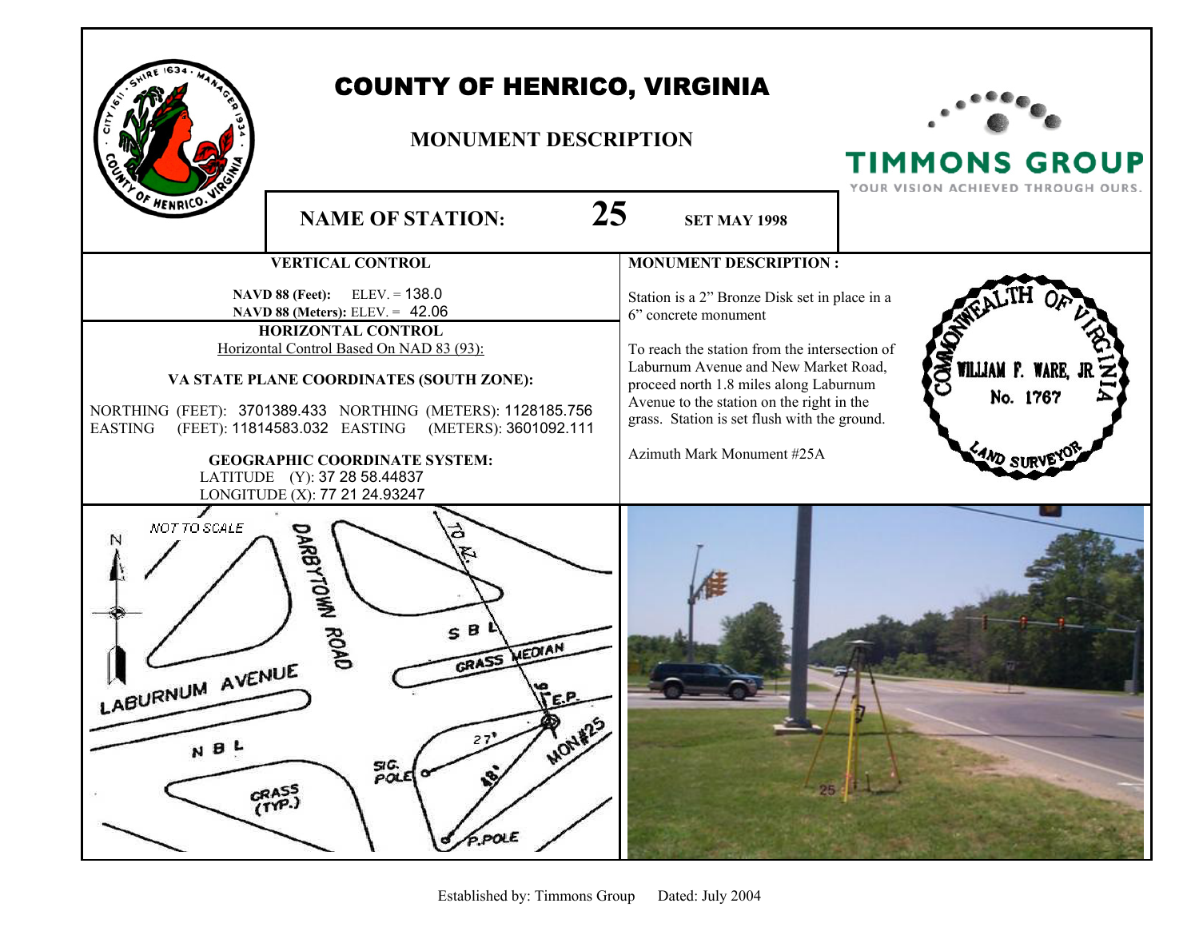# COUNTY OF HENRICO, VIRGINIA

## MONUMENT DESCRIPTION

TIMMONS GROUP
YOUR VISION ACHIEVED THROUGH OURS.

**NAME OF STATION:** **25** **SET MAY 1998**

### VERTICAL CONTROL

**NAVD 88 (Feet):** ELEV. = 138.0
**NAVD 88 (Meters):** ELEV. = 42.06

### HORIZONTAL CONTROL

Horizontal Control Based On NAD 83 (93):

**VA STATE PLANE COORDINATES (SOUTH ZONE):**

NORTHING (FEET): 3701389.433 NORTHING (METERS): 1128185.756
EASTING (FEET): 11814583.032 EASTING (METERS): 3601092.111

**GEOGRAPHIC COORDINATE SYSTEM:**

LATITUDE (Y): 37 28 58.44837
LONGITUDE (X): 77 21 24.93247

### MONUMENT DESCRIPTION :

Station is a 2" Bronze Disk set in place in a 6" concrete monument

To reach the station from the intersection of Laburnum Avenue and New Market Road, proceed north 1.8 miles along Laburnum Avenue to the station on the right in the grass. Station is set flush with the ground.

Azimuth Mark Monument #25A

COMMONWEALTH OF VIRGINIA
WILLIAM F. WARE, JR.
No. 1767
LAND SURVEYOR

NOT TO SCALE

N

LABURNUM AVENUE

DARBYTOWN ROAD

TO AZ.

S B L

GRASS MEDIAN

9'

E.P.

27'

MON#25

N B L

SIG. POLE

48'

GRASS (TYP.)

P.POLE

Established by: Timmons Group Dated: July 2004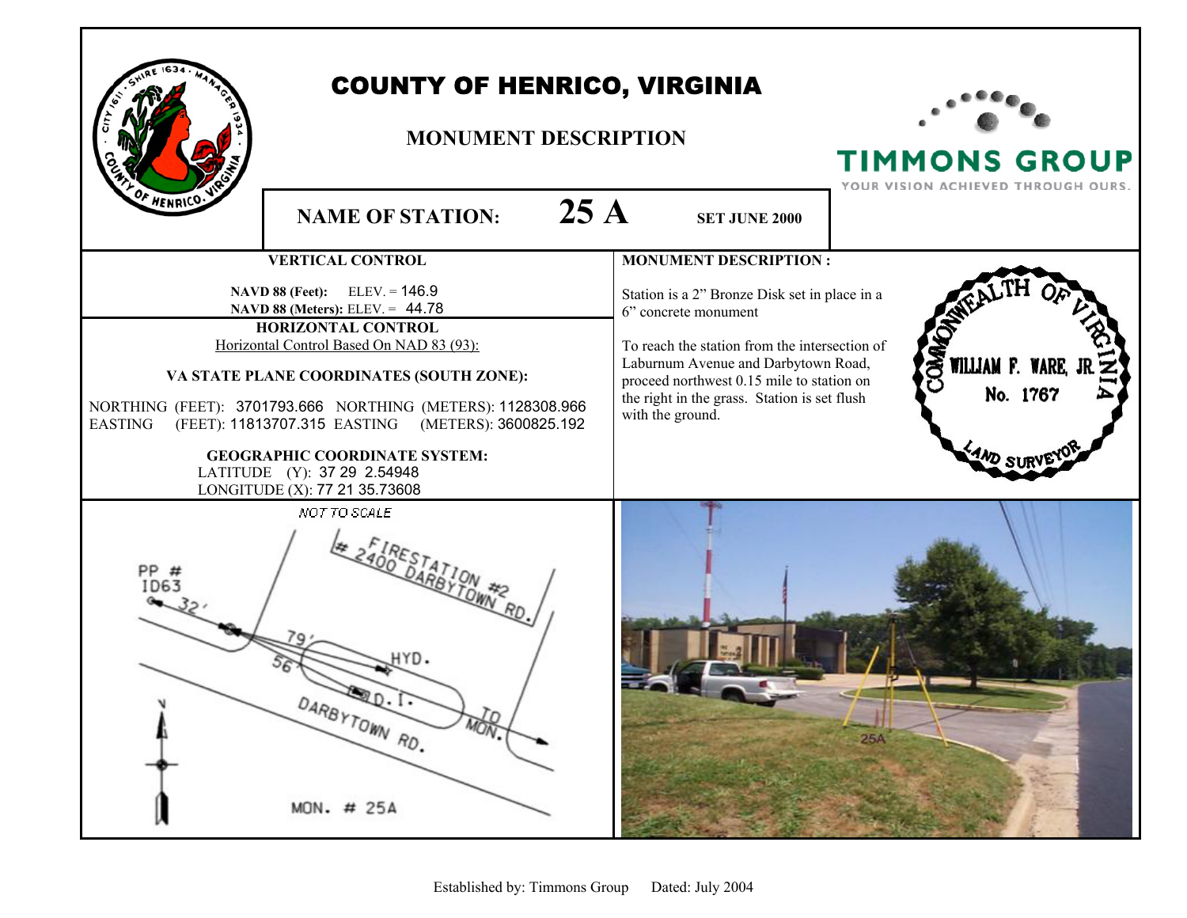# COUNTY OF HENRICO, VIRGINIA

## MONUMENT DESCRIPTION

TIMMONS GROUP
YOUR VISION ACHIEVED THROUGH OURS.

**NAME OF STATION:** **25 A** **SET JUNE 2000**

### VERTICAL CONTROL

**NAVD 88 (Feet):** ELEV. = 146.9
**NAVD 88 (Meters):** ELEV. = 44.78

### HORIZONTAL CONTROL

Horizontal Control Based On NAD 83 (93):

**VA STATE PLANE COORDINATES (SOUTH ZONE):**

NORTHING (FEET): 3701793.666 NORTHING (METERS): 1128308.966
EASTING (FEET): 11813707.315 EASTING (METERS): 3600825.192

**GEOGRAPHIC COORDINATE SYSTEM:**

LATITUDE (Y): 37 29 2.54948
LONGITUDE (X): 77 21 35.73608

### MONUMENT DESCRIPTION :

Station is a 2" Bronze Disk set in place in a 6" concrete monument

To reach the station from the intersection of Laburnum Avenue and Darbytown Road, proceed northwest 0.15 mile to station on the right in the grass. Station is set flush with the ground.

COMMONWEALTH OF VIRGINIA
WILLIAM F. WARE, JR.
No. 1767
LAND SURVEYOR

NOT TO SCALE

# 2400 DARBYTOWN RD.
FIRESTATION #2
PP #
ID63
32'
79'
56'
HYD.
D.I.
DARBYTOWN RD.
TO
MON.
N
MON. # 25A

25A

Established by: Timmons Group Dated: July 2004